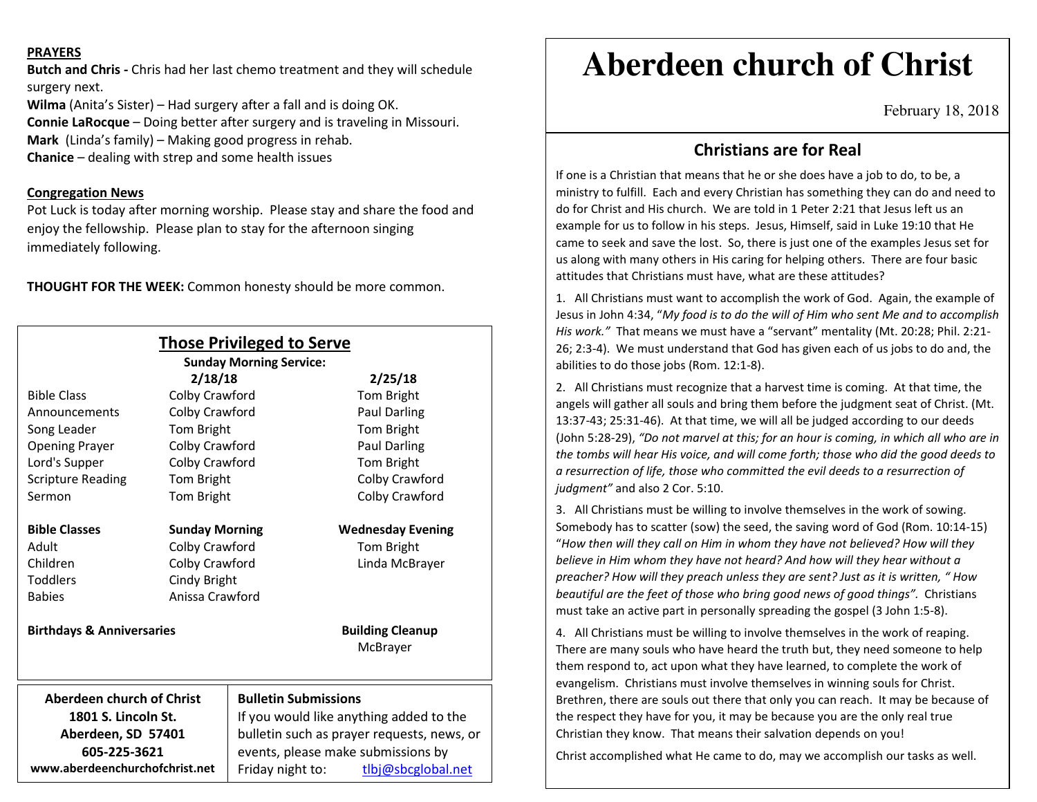**PRAYERS**

**Butch and Chris -** Chris had her last chemo treatment and they will schedule surgery next.
**Wilma** (Anita's Sister) – Had surgery after a fall and is doing OK.
**Connie LaRocque** – Doing better after surgery and is traveling in Missouri.
**Mark** (Linda's family) – Making good progress in rehab.
**Chanice** – dealing with strep and some health issues

**Congregation News**

Pot Luck is today after morning worship. Please stay and share the food and enjoy the fellowship. Please plan to stay for the afternoon singing immediately following.

**THOUGHT FOR THE WEEK:** Common honesty should be more common.

## Those Privileged to Serve

**Sunday Morning Service:**

| | 2/18/18 | 2/25/18 |
|---|---|---|
| Bible Class | Colby Crawford | Tom Bright |
| Announcements | Colby Crawford | Paul Darling |
| Song Leader | Tom Bright | Tom Bright |
| Opening Prayer | Colby Crawford | Paul Darling |
| Lord's Supper | Colby Crawford | Tom Bright |
| Scripture Reading | Tom Bright | Colby Crawford |
| Sermon | Tom Bright | Colby Crawford |

| **Bible Classes** | **Sunday Morning** | **Wednesday Evening** |
|---|---|---|
| Adult | Colby Crawford | Tom Bright |
| Children | Colby Crawford | Linda McBrayer |
| Toddlers | Cindy Bright | |
| Babies | Anissa Crawford | |

**Birthdays & Anniversaries**

**Building Cleanup**
McBrayer

**Aberdeen church of Christ**
**1801 S. Lincoln St.**
**Aberdeen, SD 57401**
**605-225-3621**
**www.aberdeenchurchofchrist.net**

**Bulletin Submissions**
If you would like anything added to the bulletin such as prayer requests, news, or events, please make submissions by Friday night to: tlbj@sbcglobal.net

# Aberdeen church of Christ

February 18, 2018

## Christians are for Real

If one is a Christian that means that he or she does have a job to do, to be, a ministry to fulfill. Each and every Christian has something they can do and need to do for Christ and His church. We are told in 1 Peter 2:21 that Jesus left us an example for us to follow in his steps. Jesus, Himself, said in Luke 19:10 that He came to seek and save the lost. So, there is just one of the examples Jesus set for us along with many others in His caring for helping others. There are four basic attitudes that Christians must have, what are these attitudes?

1. All Christians must want to accomplish the work of God. Again, the example of Jesus in John 4:34, "*My food is to do the will of Him who sent Me and to accomplish His work."* That means we must have a "servant" mentality (Mt. 20:28; Phil. 2:21-26; 2:3-4). We must understand that God has given each of us jobs to do and, the abilities to do those jobs (Rom. 12:1-8).

2. All Christians must recognize that a harvest time is coming. At that time, the angels will gather all souls and bring them before the judgment seat of Christ. (Mt. 13:37-43; 25:31-46). At that time, we will all be judged according to our deeds (John 5:28-29), *"Do not marvel at this; for an hour is coming, in which all who are in the tombs will hear His voice, and will come forth; those who did the good deeds to a resurrection of life, those who committed the evil deeds to a resurrection of judgment"* and also 2 Cor. 5:10.

3. All Christians must be willing to involve themselves in the work of sowing. Somebody has to scatter (sow) the seed, the saving word of God (Rom. 10:14-15) "*How then will they call on Him in whom they have not believed? How will they believe in Him whom they have not heard? And how will they hear without a preacher? How will they preach unless they are sent? Just as it is written, " How beautiful are the feet of those who bring good news of good things".* Christians must take an active part in personally spreading the gospel (3 John 1:5-8).

4. All Christians must be willing to involve themselves in the work of reaping. There are many souls who have heard the truth but, they need someone to help them respond to, act upon what they have learned, to complete the work of evangelism. Christians must involve themselves in winning souls for Christ. Brethren, there are souls out there that only you can reach. It may be because of the respect they have for you, it may be because you are the only real true Christian they know. That means their salvation depends on you!

Christ accomplished what He came to do, may we accomplish our tasks as well.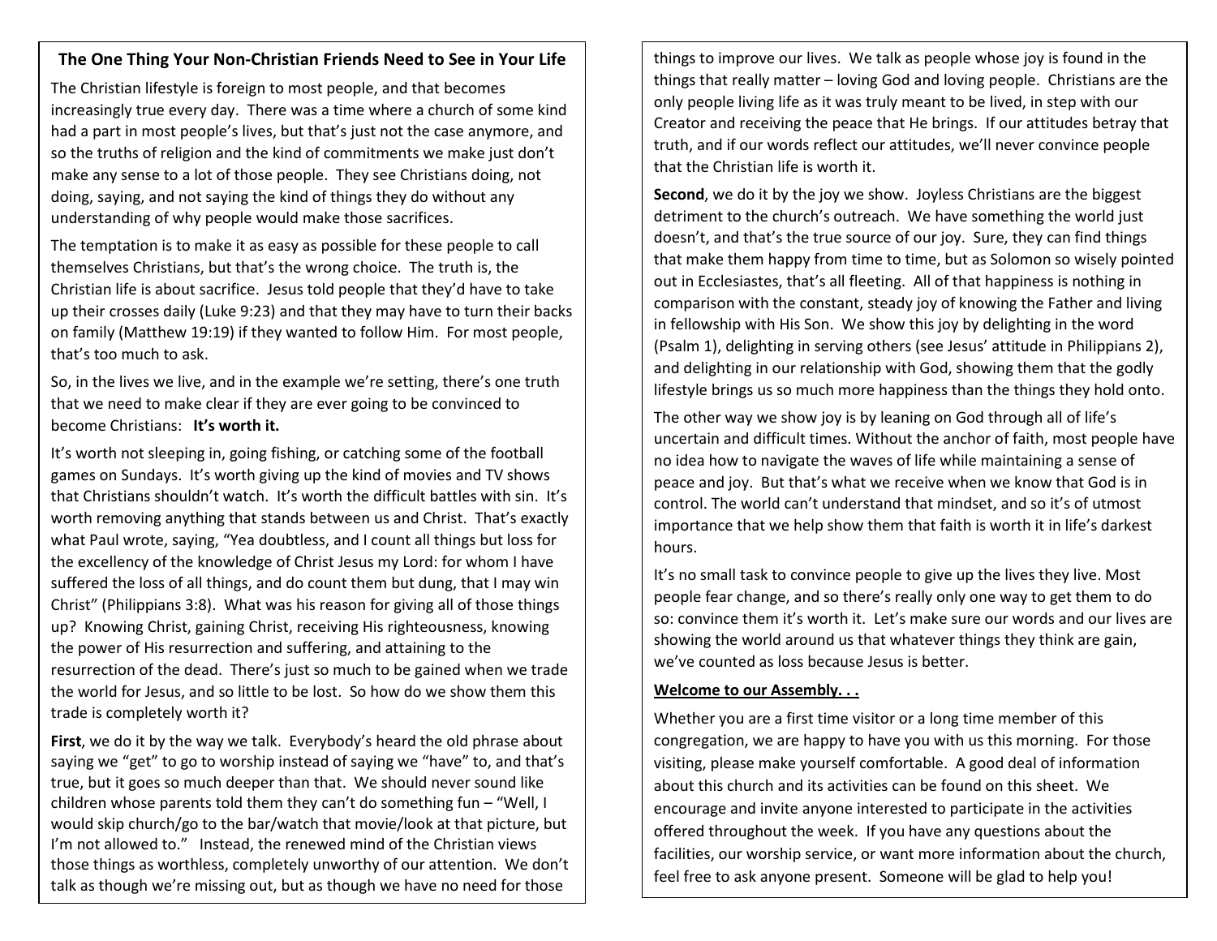## The One Thing Your Non-Christian Friends Need to See in Your Life

The Christian lifestyle is foreign to most people, and that becomes increasingly true every day. There was a time where a church of some kind had a part in most people's lives, but that's just not the case anymore, and so the truths of religion and the kind of commitments we make just don't make any sense to a lot of those people. They see Christians doing, not doing, saying, and not saying the kind of things they do without any understanding of why people would make those sacrifices.

The temptation is to make it as easy as possible for these people to call themselves Christians, but that's the wrong choice. The truth is, the Christian life is about sacrifice. Jesus told people that they'd have to take up their crosses daily (Luke 9:23) and that they may have to turn their backs on family (Matthew 19:19) if they wanted to follow Him. For most people, that's too much to ask.

So, in the lives we live, and in the example we're setting, there's one truth that we need to make clear if they are ever going to be convinced to become Christians: **It's worth it.**

It's worth not sleeping in, going fishing, or catching some of the football games on Sundays. It's worth giving up the kind of movies and TV shows that Christians shouldn't watch. It's worth the difficult battles with sin. It's worth removing anything that stands between us and Christ. That's exactly what Paul wrote, saying, "Yea doubtless, and I count all things but loss for the excellency of the knowledge of Christ Jesus my Lord: for whom I have suffered the loss of all things, and do count them but dung, that I may win Christ" (Philippians 3:8). What was his reason for giving all of those things up? Knowing Christ, gaining Christ, receiving His righteousness, knowing the power of His resurrection and suffering, and attaining to the resurrection of the dead. There's just so much to be gained when we trade the world for Jesus, and so little to be lost. So how do we show them this trade is completely worth it?

**First**, we do it by the way we talk. Everybody's heard the old phrase about saying we "get" to go to worship instead of saying we "have" to, and that's true, but it goes so much deeper than that. We should never sound like children whose parents told them they can't do something fun – "Well, I would skip church/go to the bar/watch that movie/look at that picture, but I'm not allowed to." Instead, the renewed mind of the Christian views those things as worthless, completely unworthy of our attention. We don't talk as though we're missing out, but as though we have no need for those things to improve our lives. We talk as people whose joy is found in the things that really matter – loving God and loving people. Christians are the only people living life as it was truly meant to be lived, in step with our Creator and receiving the peace that He brings. If our attitudes betray that truth, and if our words reflect our attitudes, we'll never convince people that the Christian life is worth it.

**Second**, we do it by the joy we show. Joyless Christians are the biggest detriment to the church's outreach. We have something the world just doesn't, and that's the true source of our joy. Sure, they can find things that make them happy from time to time, but as Solomon so wisely pointed out in Ecclesiastes, that's all fleeting. All of that happiness is nothing in comparison with the constant, steady joy of knowing the Father and living in fellowship with His Son. We show this joy by delighting in the word (Psalm 1), delighting in serving others (see Jesus' attitude in Philippians 2), and delighting in our relationship with God, showing them that the godly lifestyle brings us so much more happiness than the things they hold onto.

The other way we show joy is by leaning on God through all of life's uncertain and difficult times. Without the anchor of faith, most people have no idea how to navigate the waves of life while maintaining a sense of peace and joy. But that's what we receive when we know that God is in control. The world can't understand that mindset, and so it's of utmost importance that we help show them that faith is worth it in life's darkest hours.

It's no small task to convince people to give up the lives they live. Most people fear change, and so there's really only one way to get them to do so: convince them it's worth it. Let's make sure our words and our lives are showing the world around us that whatever things they think are gain, we've counted as loss because Jesus is better.

**<u>Welcome to our Assembly. . .</u>**

Whether you are a first time visitor or a long time member of this congregation, we are happy to have you with us this morning. For those visiting, please make yourself comfortable. A good deal of information about this church and its activities can be found on this sheet. We encourage and invite anyone interested to participate in the activities offered throughout the week. If you have any questions about the facilities, our worship service, or want more information about the church, feel free to ask anyone present. Someone will be glad to help you!